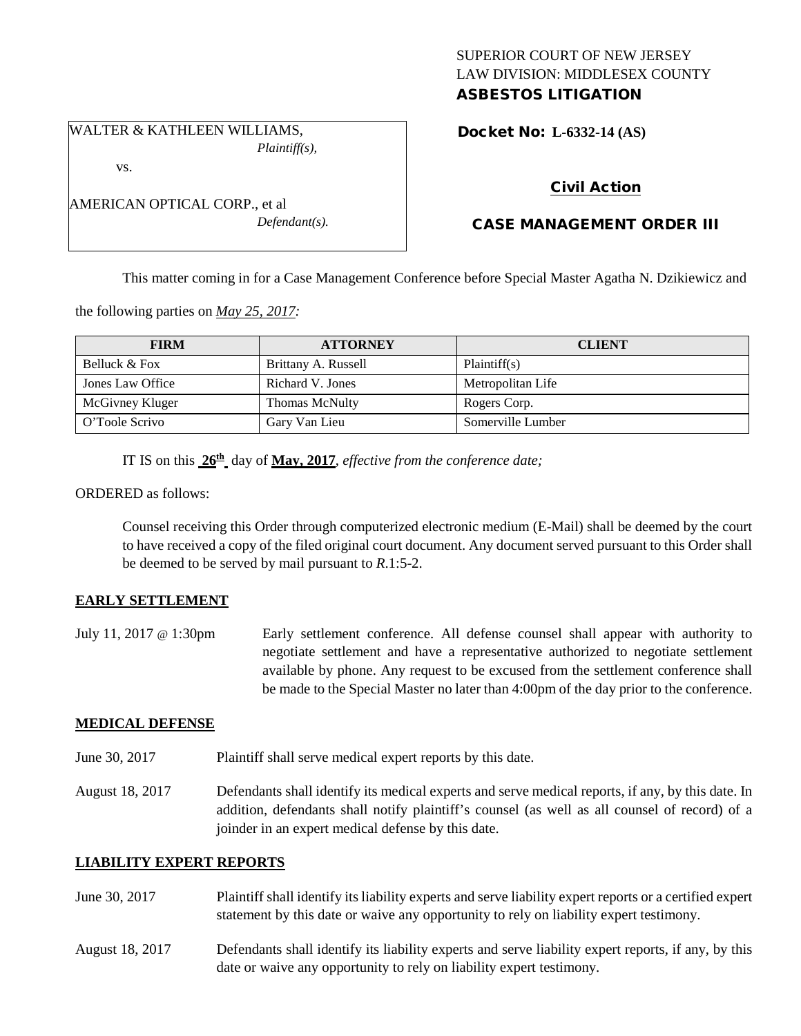SUPERIOR COURT OF NEW JERSEY
LAW DIVISION: MIDDLESEX COUNTY
**ASBESTOS LITIGATION**

WALTER & KATHLEEN WILLIAMS,
*Plaintiff(s),*

vs.

AMERICAN OPTICAL CORP., et al
*Defendant(s).*

**Docket No: L-6332-14 (AS)**

**Civil Action**

**CASE MANAGEMENT ORDER III**

This matter coming in for a Case Management Conference before Special Master Agatha N. Dzikiewicz and the following parties on *May 25, 2017:*

| FIRM | ATTORNEY | CLIENT |
|---|---|---|
| Belluck & Fox | Brittany A. Russell | Plaintiff(s) |
| Jones Law Office | Richard V. Jones | Metropolitan Life |
| McGivney Kluger | Thomas McNulty | Rogers Corp. |
| O'Toole Scrivo | Gary Van Lieu | Somerville Lumber |

IT IS on this **26th** day of **May, 2017**, *effective from the conference date;*

ORDERED as follows:

Counsel receiving this Order through computerized electronic medium (E-Mail) shall be deemed by the court to have received a copy of the filed original court document. Any document served pursuant to this Order shall be deemed to be served by mail pursuant to *R*.1:5-2.

**EARLY SETTLEMENT**

July 11, 2017 @ 1:30pm — Early settlement conference. All defense counsel shall appear with authority to negotiate settlement and have a representative authorized to negotiate settlement available by phone. Any request to be excused from the settlement conference shall be made to the Special Master no later than 4:00pm of the day prior to the conference.

**MEDICAL DEFENSE**

June 30, 2017 — Plaintiff shall serve medical expert reports by this date.

August 18, 2017 — Defendants shall identify its medical experts and serve medical reports, if any, by this date. In addition, defendants shall notify plaintiff's counsel (as well as all counsel of record) of a joinder in an expert medical defense by this date.

**LIABILITY EXPERT REPORTS**

June 30, 2017 — Plaintiff shall identify its liability experts and serve liability expert reports or a certified expert statement by this date or waive any opportunity to rely on liability expert testimony.

August 18, 2017 — Defendants shall identify its liability experts and serve liability expert reports, if any, by this date or waive any opportunity to rely on liability expert testimony.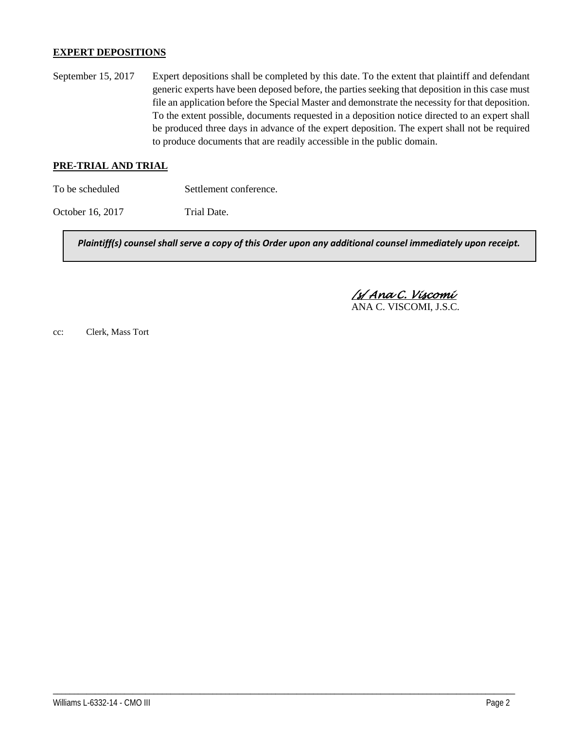**EXPERT DEPOSITIONS**

| | |
|---|---|
| September 15, 2017 | Expert depositions shall be completed by this date. To the extent that plaintiff and defendant generic experts have been deposed before, the parties seeking that deposition in this case must file an application before the Special Master and demonstrate the necessity for that deposition. To the extent possible, documents requested in a deposition notice directed to an expert shall be produced three days in advance of the expert deposition. The expert shall not be required to produce documents that are readily accessible in the public domain. |

**PRE-TRIAL AND TRIAL**

| | |
|---|---|
| To be scheduled | Settlement conference. |
| October 16, 2017 | Trial Date. |

***Plaintiff(s) counsel shall serve a copy of this Order upon any additional counsel immediately upon receipt.***

/s/ Ana C. Viscomi
ANA C. VISCOMI, J.S.C.

cc: Clerk, Mass Tort